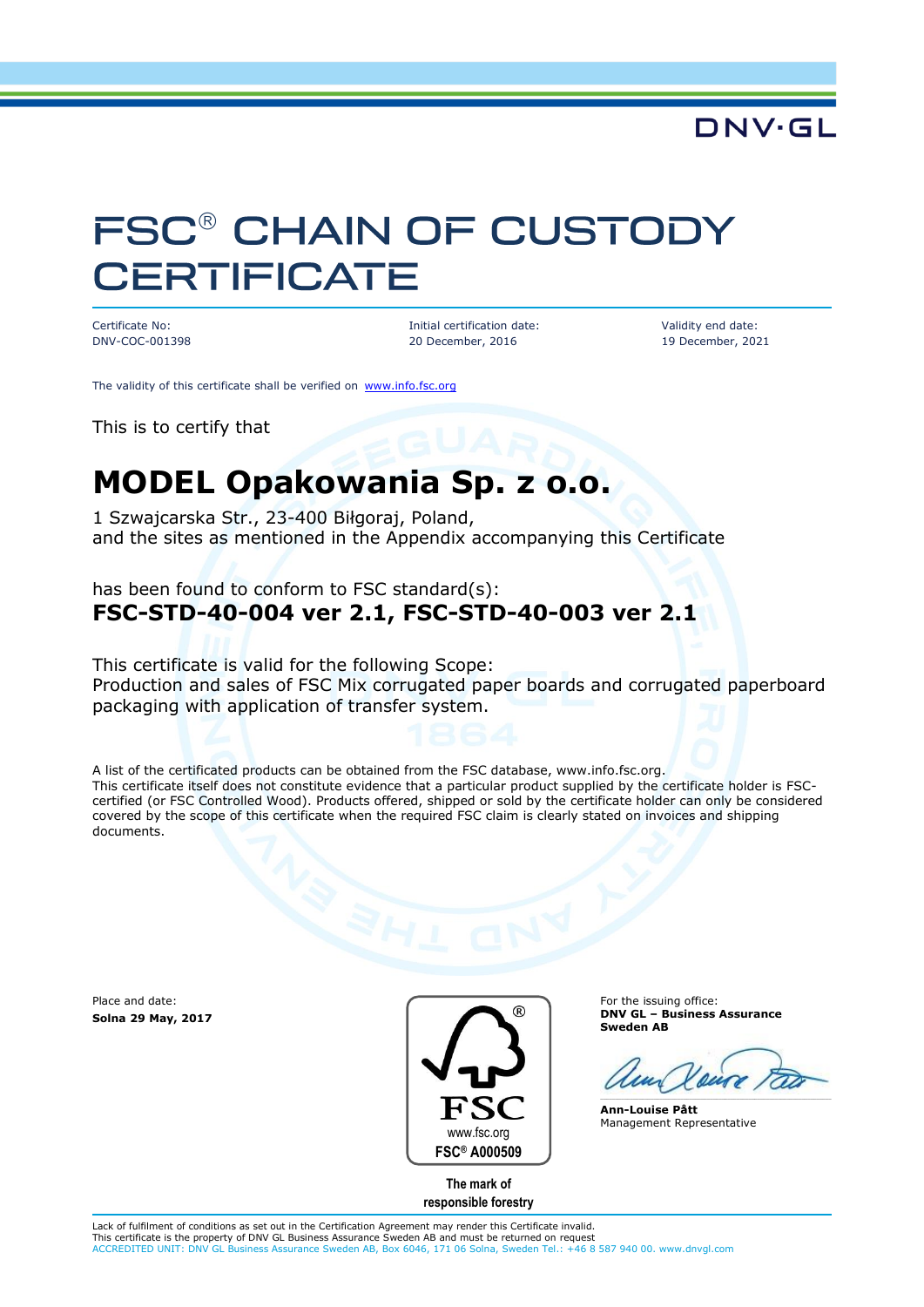DNV·GL

# FSC® CHAIN OF CUSTODY CERTIFICATE

| Certificate No: | Initial certification date: | Validity end date: |
| --- | --- | --- |
| DNV-COC-001398 | 20 December, 2016 | 19 December, 2021 |

The validity of this certificate shall be verified on www.info.fsc.org

This is to certify that

# MODEL Opakowania Sp. z o.o.

1 Szwajcarska Str., 23-400 Biłgoraj, Poland,
and the sites as mentioned in the Appendix accompanying this Certificate

has been found to conform to FSC standard(s):
**FSC-STD-40-004 ver 2.1, FSC-STD-40-003 ver 2.1**

This certificate is valid for the following Scope:
Production and sales of FSC Mix corrugated paper boards and corrugated paperboard packaging with application of transfer system.

A list of the certificated products can be obtained from the FSC database, www.info.fsc.org.
This certificate itself does not constitute evidence that a particular product supplied by the certificate holder is FSC-certified (or FSC Controlled Wood). Products offered, shipped or sold by the certificate holder can only be considered covered by the scope of this certificate when the required FSC claim is clearly stated on invoices and shipping documents.

Place and date:
**Solna 29 May, 2017**

FSC
www.fsc.org
FSC® A000509

The mark of responsible forestry

For the issuing office:
**DNV GL – Business Assurance Sweden AB**

**Ann-Louise Pått**
Management Representative

Lack of fulfilment of conditions as set out in the Certification Agreement may render this Certificate invalid.
This certificate is the property of DNV GL Business Assurance Sweden AB and must be returned on request
ACCREDITED UNIT: DNV GL Business Assurance Sweden AB, Box 6046, 171 06 Solna, Sweden Tel.: +46 8 587 940 00. www.dnvgl.com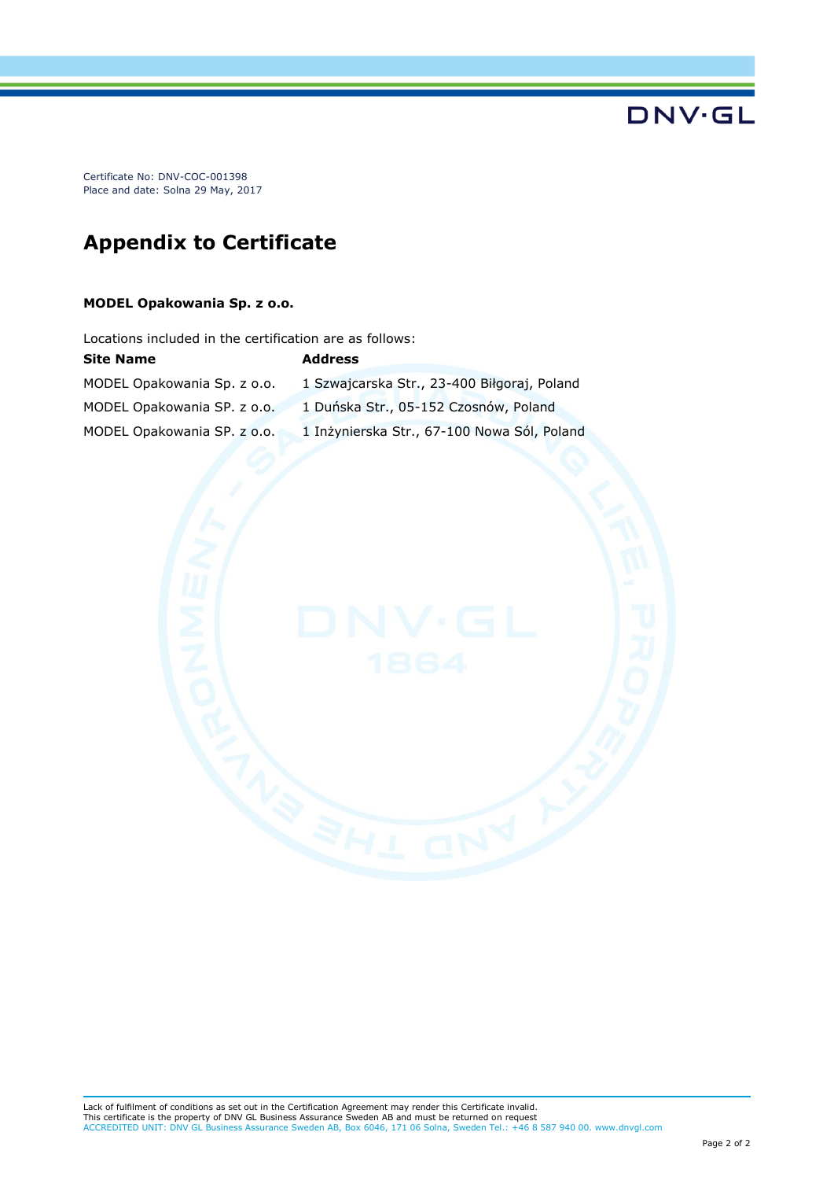Certificate No: DNV-COC-001398
Place and date: Solna 29 May, 2017

# Appendix to Certificate

**MODEL Opakowania Sp. z o.o.**

Locations included in the certification are as follows:

| Site Name | Address |
|---|---|
| MODEL Opakowania Sp. z o.o. | 1 Szwajcarska Str., 23-400 Biłgoraj, Poland |
| MODEL Opakowania SP. z o.o. | 1 Duńska Str., 05-152 Czosnów, Poland |
| MODEL Opakowania SP. z o.o. | 1 Inżynierska Str., 67-100 Nowa Sól, Poland |

Lack of fulfilment of conditions as set out in the Certification Agreement may render this Certificate invalid.
This certificate is the property of DNV GL Business Assurance Sweden AB and must be returned on request
ACCREDITED UNIT: DNV GL Business Assurance Sweden AB, Box 6046, 171 06 Solna, Sweden Tel.: +46 8 587 940 00. www.dnvgl.com